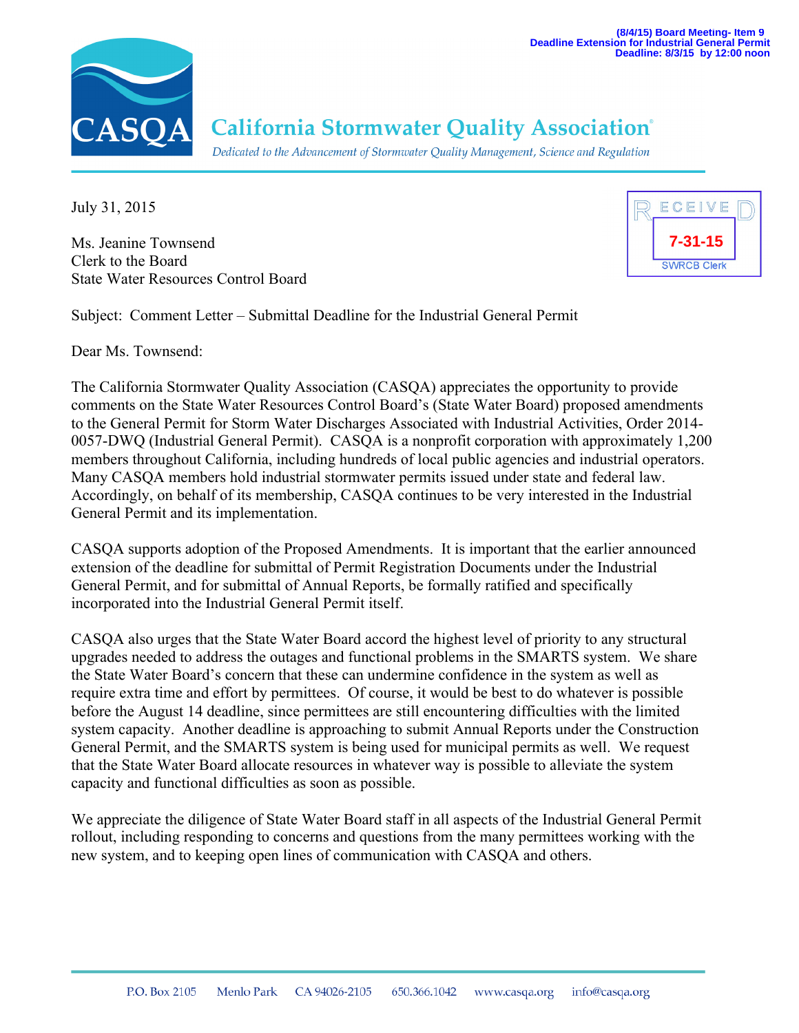(8/4/15) Board Meeting- Item 9
Deadline Extension for Industrial General Permit
Deadline: 8/3/15 by 12:00 noon

# California Stormwater Quality Association®

*Dedicated to the Advancement of Stormwater Quality Management, Science and Regulation*

RECEIVED
7-31-15
SWRCB Clerk

July 31, 2015

Ms. Jeanine Townsend
Clerk to the Board
State Water Resources Control Board

Subject: Comment Letter – Submittal Deadline for the Industrial General Permit

Dear Ms. Townsend:

The California Stormwater Quality Association (CASQA) appreciates the opportunity to provide comments on the State Water Resources Control Board's (State Water Board) proposed amendments to the General Permit for Storm Water Discharges Associated with Industrial Activities, Order 2014-0057-DWQ (Industrial General Permit). CASQA is a nonprofit corporation with approximately 1,200 members throughout California, including hundreds of local public agencies and industrial operators. Many CASQA members hold industrial stormwater permits issued under state and federal law. Accordingly, on behalf of its membership, CASQA continues to be very interested in the Industrial General Permit and its implementation.

CASQA supports adoption of the Proposed Amendments. It is important that the earlier announced extension of the deadline for submittal of Permit Registration Documents under the Industrial General Permit, and for submittal of Annual Reports, be formally ratified and specifically incorporated into the Industrial General Permit itself.

CASQA also urges that the State Water Board accord the highest level of priority to any structural upgrades needed to address the outages and functional problems in the SMARTS system. We share the State Water Board's concern that these can undermine confidence in the system as well as require extra time and effort by permittees. Of course, it would be best to do whatever is possible before the August 14 deadline, since permittees are still encountering difficulties with the limited system capacity. Another deadline is approaching to submit Annual Reports under the Construction General Permit, and the SMARTS system is being used for municipal permits as well. We request that the State Water Board allocate resources in whatever way is possible to alleviate the system capacity and functional difficulties as soon as possible.

We appreciate the diligence of State Water Board staff in all aspects of the Industrial General Permit rollout, including responding to concerns and questions from the many permittees working with the new system, and to keeping open lines of communication with CASQA and others.

P.O. Box 2105 Menlo Park CA 94026-2105 650.366.1042 www.casqa.org info@casqa.org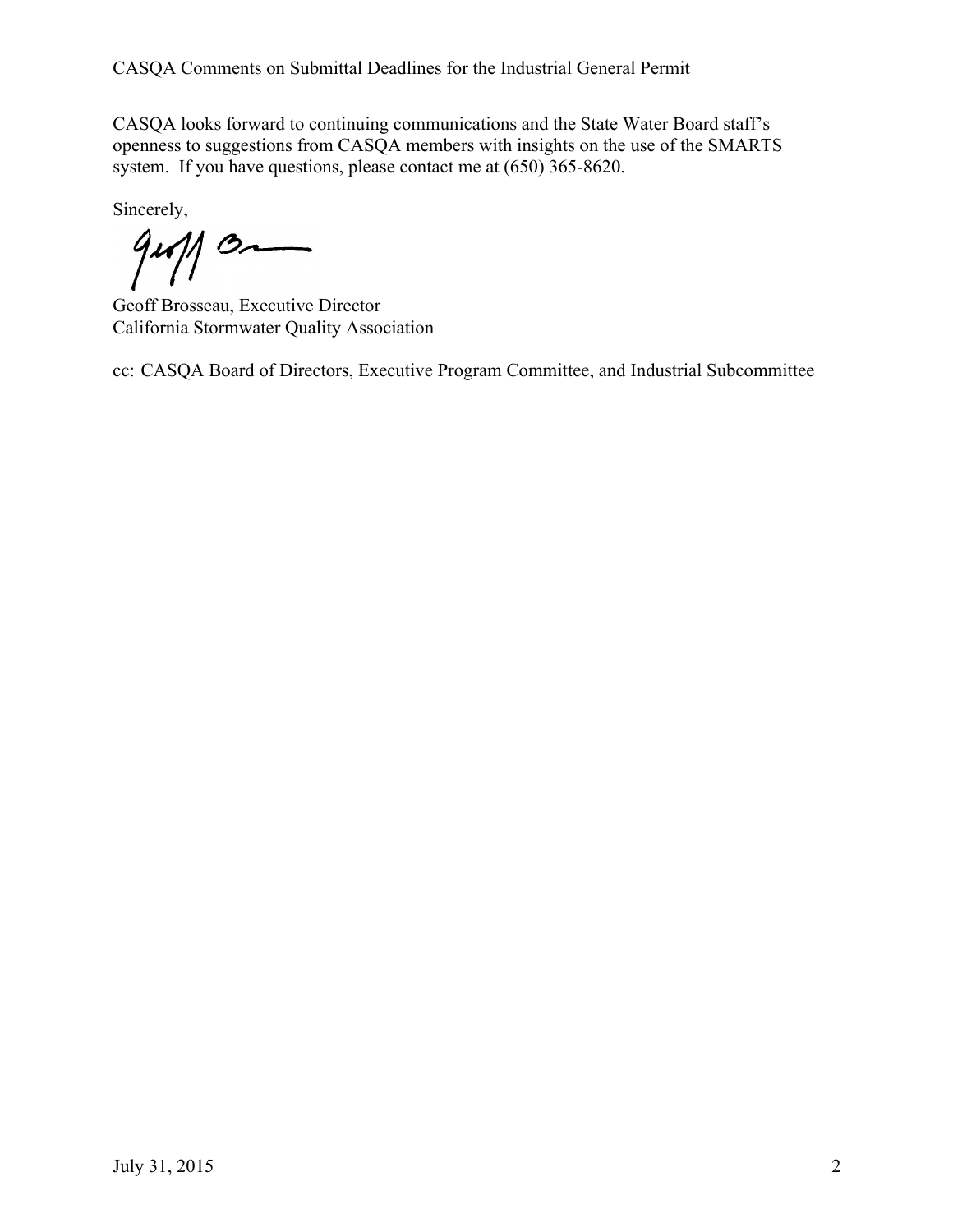CASQA looks forward to continuing communications and the State Water Board staff's openness to suggestions from CASQA members with insights on the use of the SMARTS system. If you have questions, please contact me at (650) 365-8620.

Sincerely,

Geoff Brosseau, Executive Director
California Stormwater Quality Association

cc: CASQA Board of Directors, Executive Program Committee, and Industrial Subcommittee